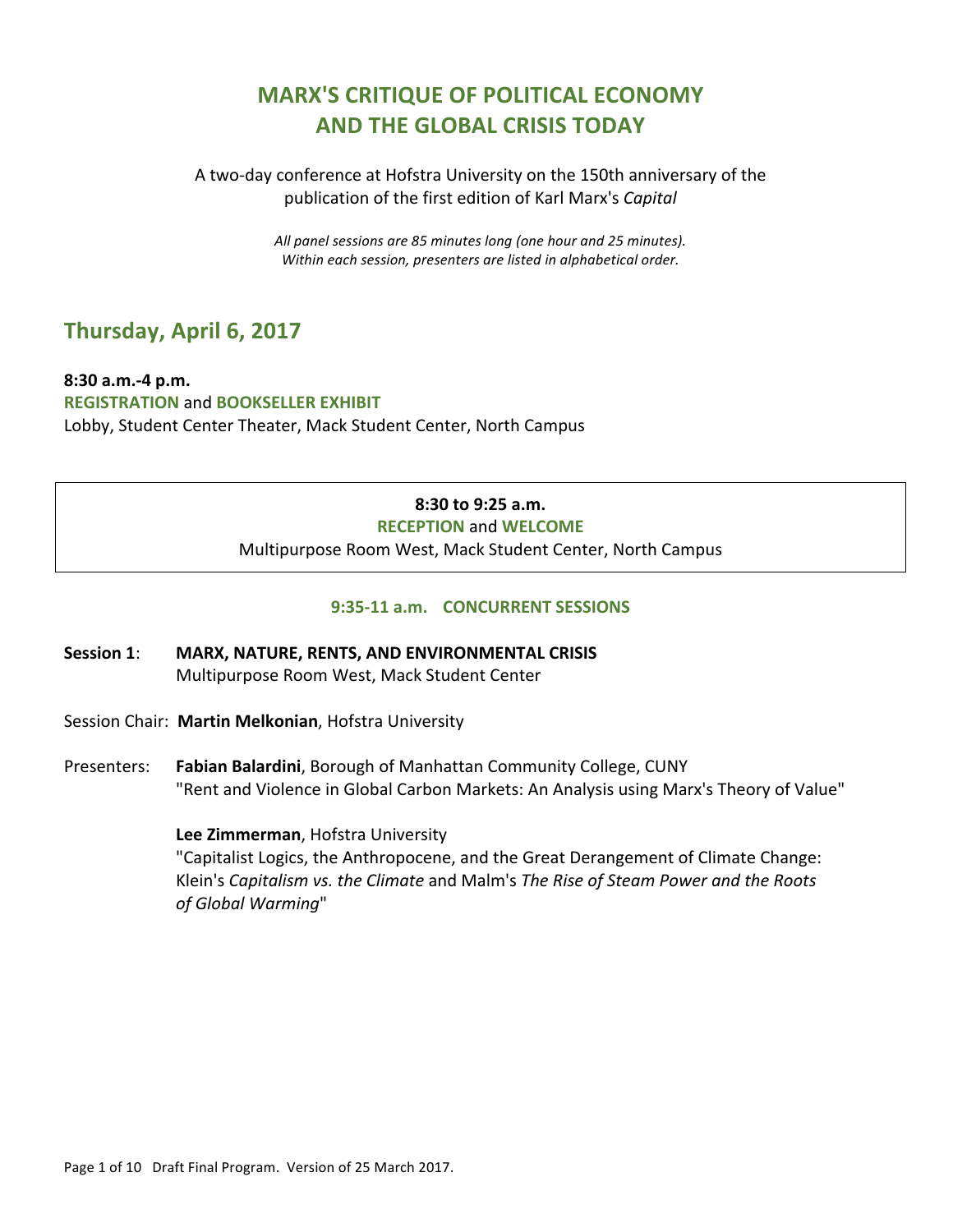# MARX'S CRITIQUE OF POLITICAL ECONOMY AND THE GLOBAL CRISIS TODAY

A two-day conference at Hofstra University on the 150th anniversary of the publication of the first edition of Karl Marx's *Capital*

*All panel sessions are 85 minutes long (one hour and 25 minutes). Within each session, presenters are listed in alphabetical order.*

## Thursday, April 6, 2017

**8:30 a.m.-4 p.m.**
**REGISTRATION** and **BOOKSELLER EXHIBIT**
Lobby, Student Center Theater, Mack Student Center, North Campus

**8:30 to 9:25 a.m.**
**RECEPTION** and **WELCOME**
Multipurpose Room West, Mack Student Center, North Campus

### 9:35-11 a.m. CONCURRENT SESSIONS

**Session 1**: **MARX, NATURE, RENTS, AND ENVIRONMENTAL CRISIS**
Multipurpose Room West, Mack Student Center

Session Chair: **Martin Melkonian**, Hofstra University

Presenters:

**Fabian Balardini**, Borough of Manhattan Community College, CUNY
"Rent and Violence in Global Carbon Markets: An Analysis using Marx's Theory of Value"

**Lee Zimmerman**, Hofstra University
"Capitalist Logics, the Anthropocene, and the Great Derangement of Climate Change: Klein's *Capitalism vs. the Climate* and Malm's *The Rise of Steam Power and the Roots of Global Warming*"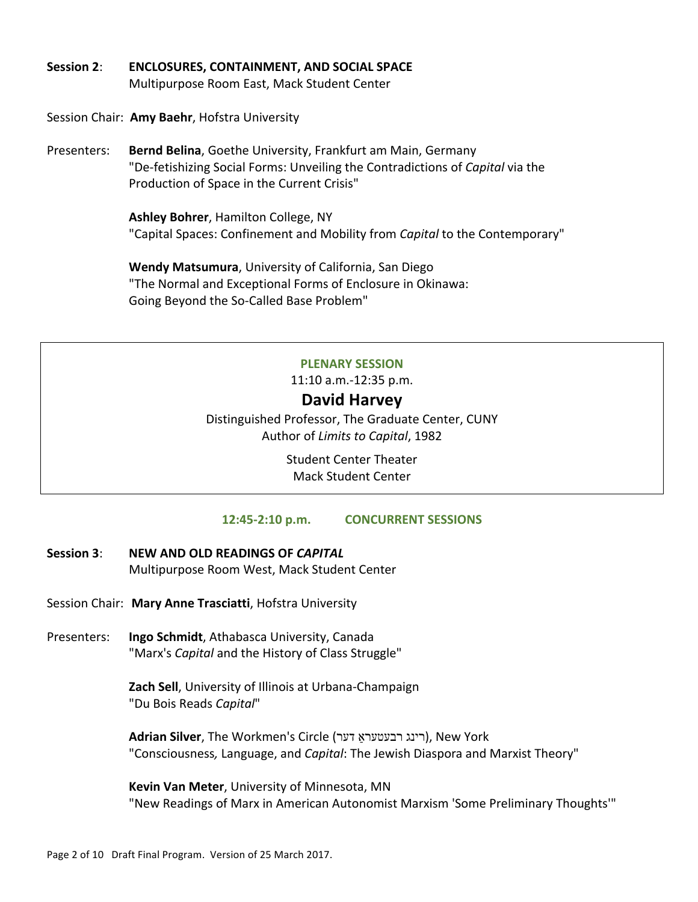**Session 2**: **ENCLOSURES, CONTAINMENT, AND SOCIAL SPACE**
Multipurpose Room East, Mack Student Center

Session Chair: **Amy Baehr**, Hofstra University

Presenters:

**Bernd Belina**, Goethe University, Frankfurt am Main, Germany
"De-fetishizing Social Forms: Unveiling the Contradictions of *Capital* via the Production of Space in the Current Crisis"

**Ashley Bohrer**, Hamilton College, NY
"Capital Spaces: Confinement and Mobility from *Capital* to the Contemporary"

**Wendy Matsumura**, University of California, San Diego
"The Normal and Exceptional Forms of Enclosure in Okinawa: Going Beyond the So-Called Base Problem"

---

**PLENARY SESSION**
11:10 a.m.-12:35 p.m.

## David Harvey

Distinguished Professor, The Graduate Center, CUNY
Author of *Limits to Capital*, 1982

Student Center Theater
Mack Student Center

---

**12:45-2:10 p.m. CONCURRENT SESSIONS**

**Session 3**: **NEW AND OLD READINGS OF *CAPITAL***
Multipurpose Room West, Mack Student Center

Session Chair: **Mary Anne Trasciatti**, Hofstra University

Presenters:

**Ingo Schmidt**, Athabasca University, Canada
"Marx's *Capital* and the History of Class Struggle"

**Zach Sell**, University of Illinois at Urbana-Champaign
"Du Bois Reads *Capital*"

**Adrian Silver**, The Workmen's Circle (רינג רבעטעראַ דער), New York
"Consciousness, Language, and *Capital*: The Jewish Diaspora and Marxist Theory"

**Kevin Van Meter**, University of Minnesota, MN
"New Readings of Marx in American Autonomist Marxism 'Some Preliminary Thoughts'"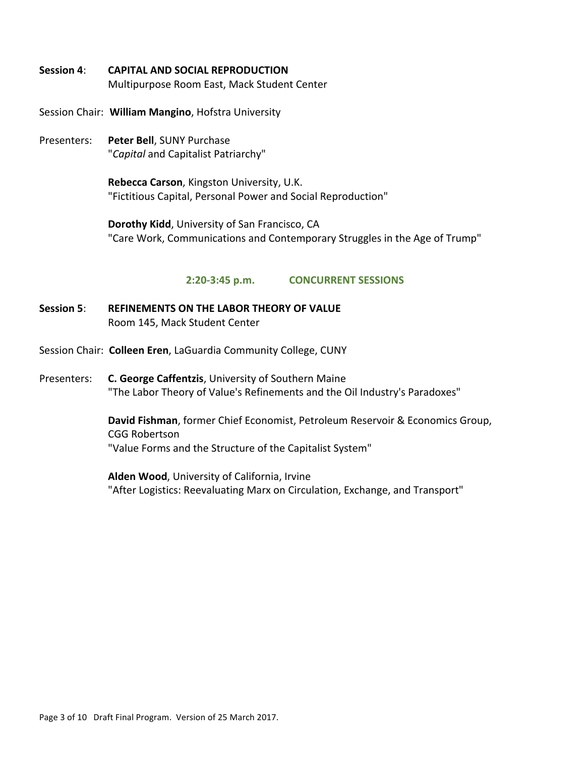**Session 4**: **CAPITAL AND SOCIAL REPRODUCTION**
Multipurpose Room East, Mack Student Center

Session Chair: **William Mangino**, Hofstra University

Presenters:

**Peter Bell**, SUNY Purchase
"*Capital* and Capitalist Patriarchy"

**Rebecca Carson**, Kingston University, U.K.
"Fictitious Capital, Personal Power and Social Reproduction"

**Dorothy Kidd**, University of San Francisco, CA
"Care Work, Communications and Contemporary Struggles in the Age of Trump"

## 2:20-3:45 p.m. CONCURRENT SESSIONS

**Session 5**: **REFINEMENTS ON THE LABOR THEORY OF VALUE**
Room 145, Mack Student Center

Session Chair: **Colleen Eren**, LaGuardia Community College, CUNY

Presenters:

**C. George Caffentzis**, University of Southern Maine
"The Labor Theory of Value's Refinements and the Oil Industry's Paradoxes"

**David Fishman**, former Chief Economist, Petroleum Reservoir & Economics Group, CGG Robertson
"Value Forms and the Structure of the Capitalist System"

**Alden Wood**, University of California, Irvine
"After Logistics: Reevaluating Marx on Circulation, Exchange, and Transport"

Draft Final Program. Version of 25 March 2017.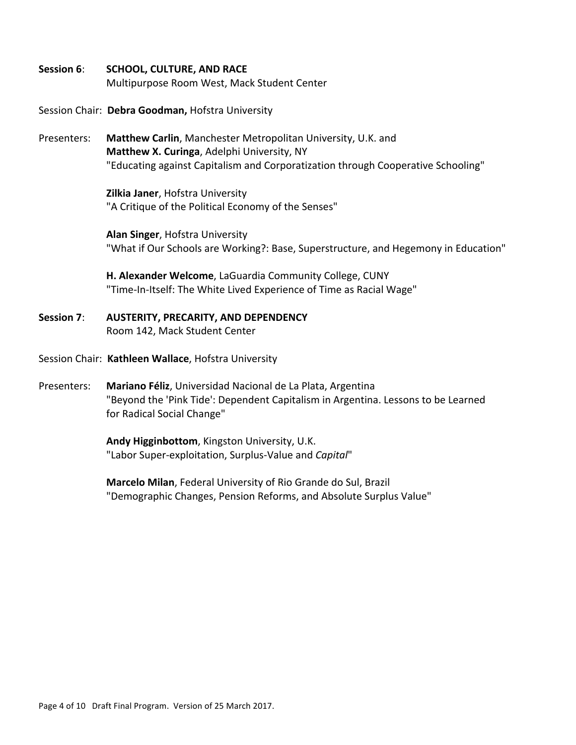**Session 6**: **SCHOOL, CULTURE, AND RACE**
Multipurpose Room West, Mack Student Center

Session Chair: **Debra Goodman,** Hofstra University

Presenters:

**Matthew Carlin**, Manchester Metropolitan University, U.K. and
**Matthew X. Curinga**, Adelphi University, NY
"Educating against Capitalism and Corporatization through Cooperative Schooling"

**Zilkia Janer**, Hofstra University
"A Critique of the Political Economy of the Senses"

**Alan Singer**, Hofstra University
"What if Our Schools are Working?: Base, Superstructure, and Hegemony in Education"

**H. Alexander Welcome**, LaGuardia Community College, CUNY
"Time-In-Itself: The White Lived Experience of Time as Racial Wage"

**Session 7**: **AUSTERITY, PRECARITY, AND DEPENDENCY**
Room 142, Mack Student Center

Session Chair: **Kathleen Wallace**, Hofstra University

Presenters:

**Mariano Féliz**, Universidad Nacional de La Plata, Argentina
"Beyond the 'Pink Tide': Dependent Capitalism in Argentina. Lessons to be Learned for Radical Social Change"

**Andy Higginbottom**, Kingston University, U.K.
"Labor Super-exploitation, Surplus-Value and *Capital*"

**Marcelo Milan**, Federal University of Rio Grande do Sul, Brazil
"Demographic Changes, Pension Reforms, and Absolute Surplus Value"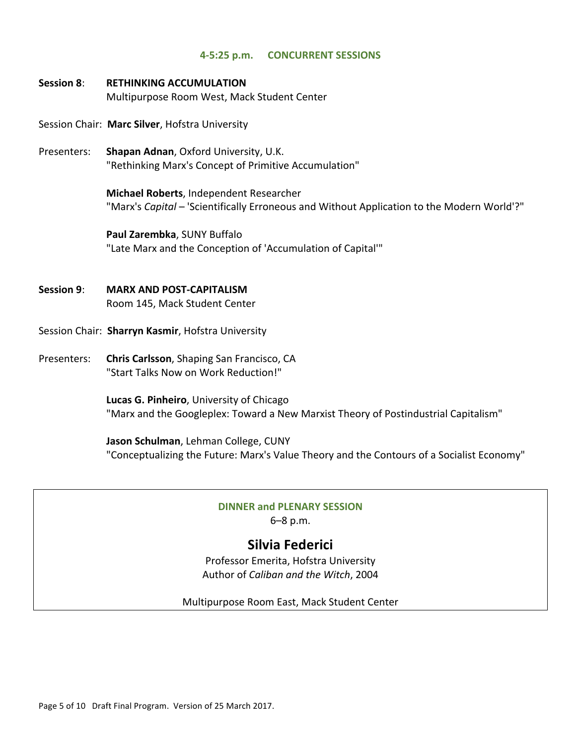## 4-5:25 p.m. CONCURRENT SESSIONS

**Session 8**: **RETHINKING ACCUMULATION**
Multipurpose Room West, Mack Student Center

Session Chair: **Marc Silver**, Hofstra University

Presenters: **Shapan Adnan**, Oxford University, U.K.
"Rethinking Marx's Concept of Primitive Accumulation"

**Michael Roberts**, Independent Researcher
"Marx's *Capital* – 'Scientifically Erroneous and Without Application to the Modern World'?"

**Paul Zarembka**, SUNY Buffalo
"Late Marx and the Conception of 'Accumulation of Capital'"

**Session 9**: **MARX AND POST-CAPITALISM**
Room 145, Mack Student Center

Session Chair: **Sharryn Kasmir**, Hofstra University

Presenters: **Chris Carlsson**, Shaping San Francisco, CA
"Start Talks Now on Work Reduction!"

**Lucas G. Pinheiro**, University of Chicago
"Marx and the Googleplex: Toward a New Marxist Theory of Postindustrial Capitalism"

**Jason Schulman**, Lehman College, CUNY
"Conceptualizing the Future: Marx's Value Theory and the Contours of a Socialist Economy"

## DINNER and PLENARY SESSION

6–8 p.m.

### Silvia Federici

Professor Emerita, Hofstra University
Author of *Caliban and the Witch*, 2004

Multipurpose Room East, Mack Student Center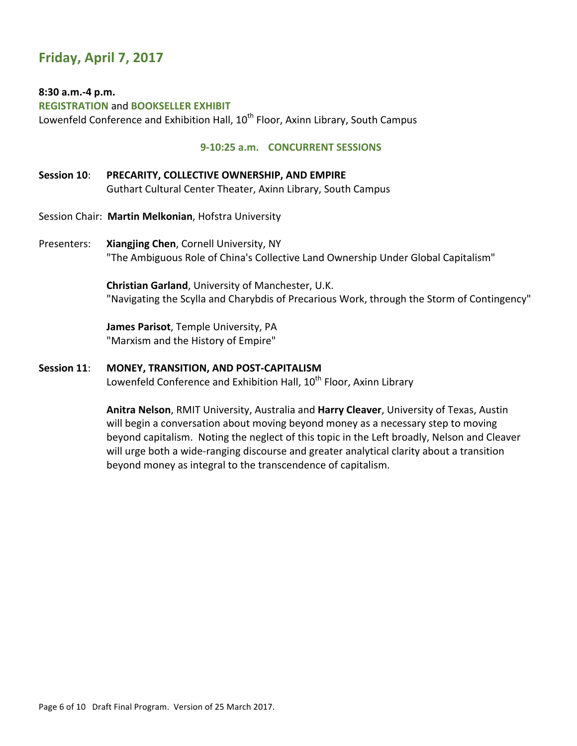## Friday, April 7, 2017

**8:30 a.m.-4 p.m.**
**REGISTRATION** and **BOOKSELLER EXHIBIT**
Lowenfeld Conference and Exhibition Hall, 10th Floor, Axinn Library, South Campus

### 9-10:25 a.m. CONCURRENT SESSIONS

**Session 10**: **PRECARITY, COLLECTIVE OWNERSHIP, AND EMPIRE**
Guthart Cultural Center Theater, Axinn Library, South Campus

Session Chair: **Martin Melkonian**, Hofstra University

Presenters:

**Xiangjing Chen**, Cornell University, NY
"The Ambiguous Role of China's Collective Land Ownership Under Global Capitalism"

**Christian Garland**, University of Manchester, U.K.
"Navigating the Scylla and Charybdis of Precarious Work, through the Storm of Contingency"

**James Parisot**, Temple University, PA
"Marxism and the History of Empire"

**Session 11**: **MONEY, TRANSITION, AND POST-CAPITALISM**
Lowenfeld Conference and Exhibition Hall, 10th Floor, Axinn Library

**Anitra Nelson**, RMIT University, Australia and **Harry Cleaver**, University of Texas, Austin will begin a conversation about moving beyond money as a necessary step to moving beyond capitalism. Noting the neglect of this topic in the Left broadly, Nelson and Cleaver will urge both a wide-ranging discourse and greater analytical clarity about a transition beyond money as integral to the transcendence of capitalism.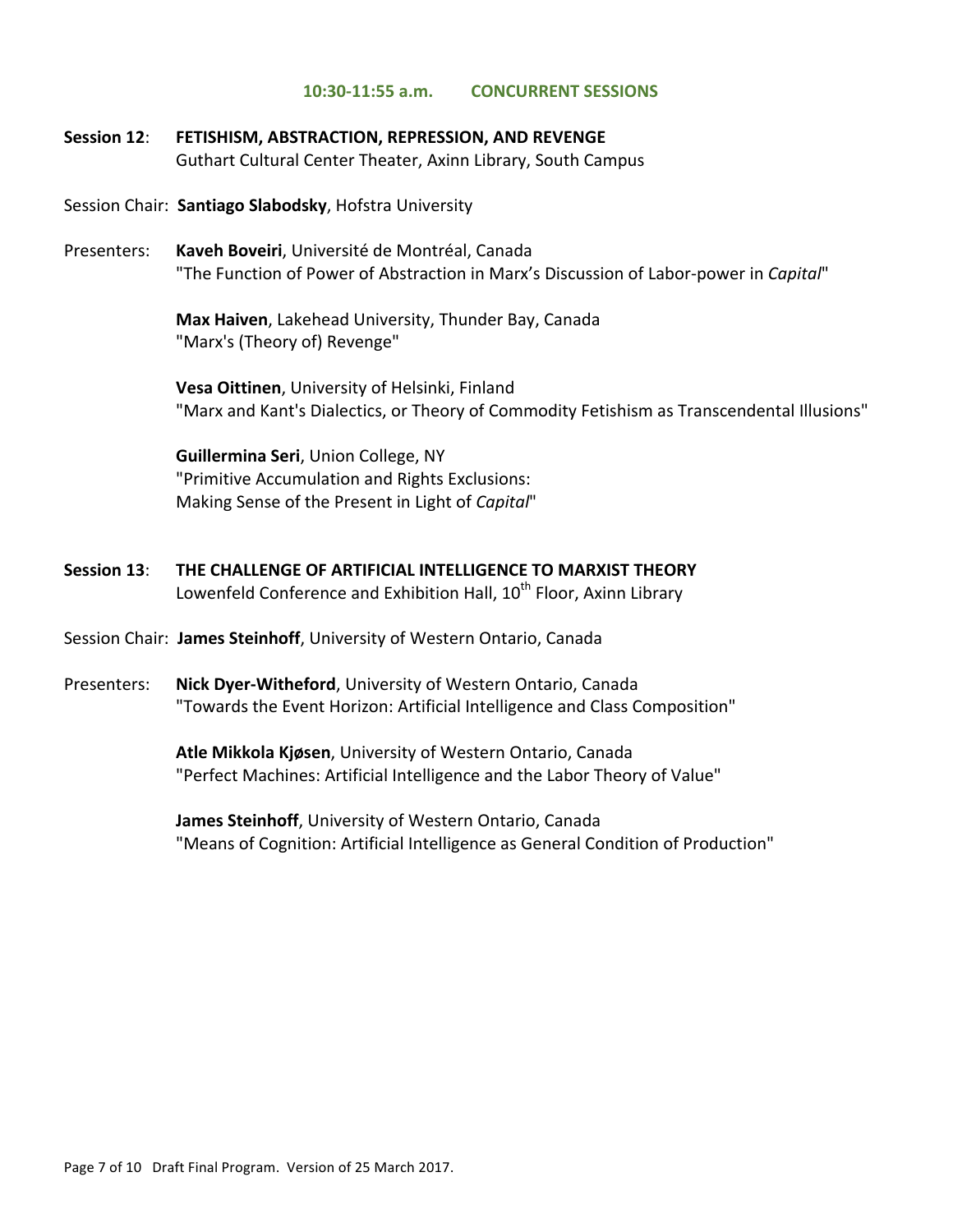## 10:30-11:55 a.m. CONCURRENT SESSIONS

**Session 12**: **FETISHISM, ABSTRACTION, REPRESSION, AND REVENGE**
Guthart Cultural Center Theater, Axinn Library, South Campus

Session Chair: **Santiago Slabodsky**, Hofstra University

Presenters:

**Kaveh Boveiri**, Université de Montréal, Canada
"The Function of Power of Abstraction in Marx's Discussion of Labor-power in *Capital*"

**Max Haiven**, Lakehead University, Thunder Bay, Canada
"Marx's (Theory of) Revenge"

**Vesa Oittinen**, University of Helsinki, Finland
"Marx and Kant's Dialectics, or Theory of Commodity Fetishism as Transcendental Illusions"

**Guillermina Seri**, Union College, NY
"Primitive Accumulation and Rights Exclusions:
Making Sense of the Present in Light of *Capital*"

**Session 13**: **THE CHALLENGE OF ARTIFICIAL INTELLIGENCE TO MARXIST THEORY**
Lowenfeld Conference and Exhibition Hall, 10th Floor, Axinn Library

Session Chair: **James Steinhoff**, University of Western Ontario, Canada

Presenters:

**Nick Dyer-Witheford**, University of Western Ontario, Canada
"Towards the Event Horizon: Artificial Intelligence and Class Composition"

**Atle Mikkola Kjøsen**, University of Western Ontario, Canada
"Perfect Machines: Artificial Intelligence and the Labor Theory of Value"

**James Steinhoff**, University of Western Ontario, Canada
"Means of Cognition: Artificial Intelligence as General Condition of Production"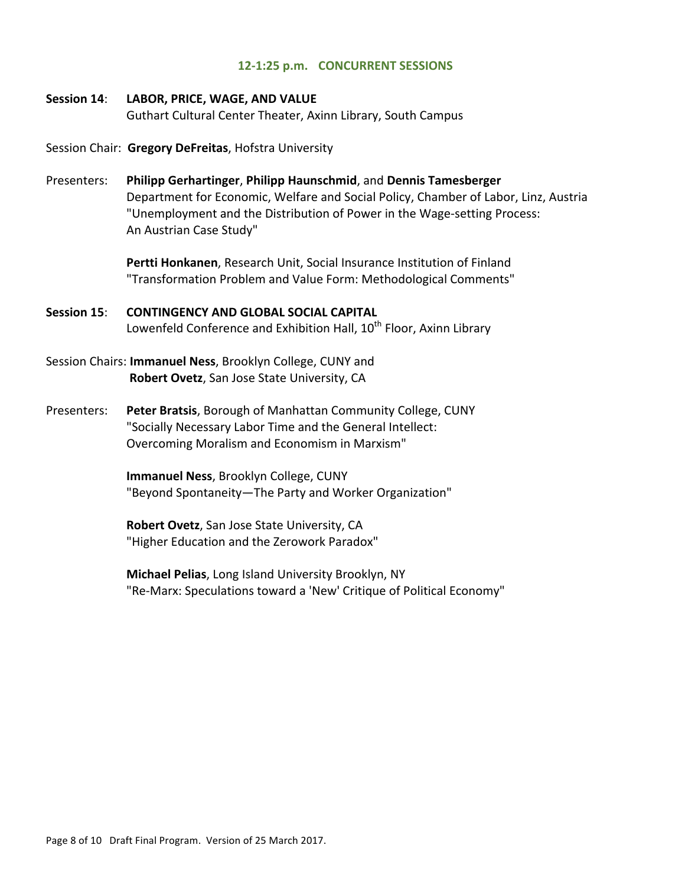## 12-1:25 p.m. CONCURRENT SESSIONS

**Session 14**: **LABOR, PRICE, WAGE, AND VALUE**
Guthart Cultural Center Theater, Axinn Library, South Campus

Session Chair: **Gregory DeFreitas**, Hofstra University

Presenters: **Philipp Gerhartinger**, **Philipp Haunschmid**, and **Dennis Tamesberger**
Department for Economic, Welfare and Social Policy, Chamber of Labor, Linz, Austria
"Unemployment and the Distribution of Power in the Wage-setting Process: An Austrian Case Study"

**Pertti Honkanen**, Research Unit, Social Insurance Institution of Finland
"Transformation Problem and Value Form: Methodological Comments"

**Session 15**: **CONTINGENCY AND GLOBAL SOCIAL CAPITAL**
Lowenfeld Conference and Exhibition Hall, 10th Floor, Axinn Library

Session Chairs: **Immanuel Ness**, Brooklyn College, CUNY and
**Robert Ovetz**, San Jose State University, CA

Presenters: **Peter Bratsis**, Borough of Manhattan Community College, CUNY
"Socially Necessary Labor Time and the General Intellect: Overcoming Moralism and Economism in Marxism"

**Immanuel Ness**, Brooklyn College, CUNY
"Beyond Spontaneity—The Party and Worker Organization"

**Robert Ovetz**, San Jose State University, CA
"Higher Education and the Zerowork Paradox"

**Michael Pelias**, Long Island University Brooklyn, NY
"Re-Marx: Speculations toward a 'New' Critique of Political Economy"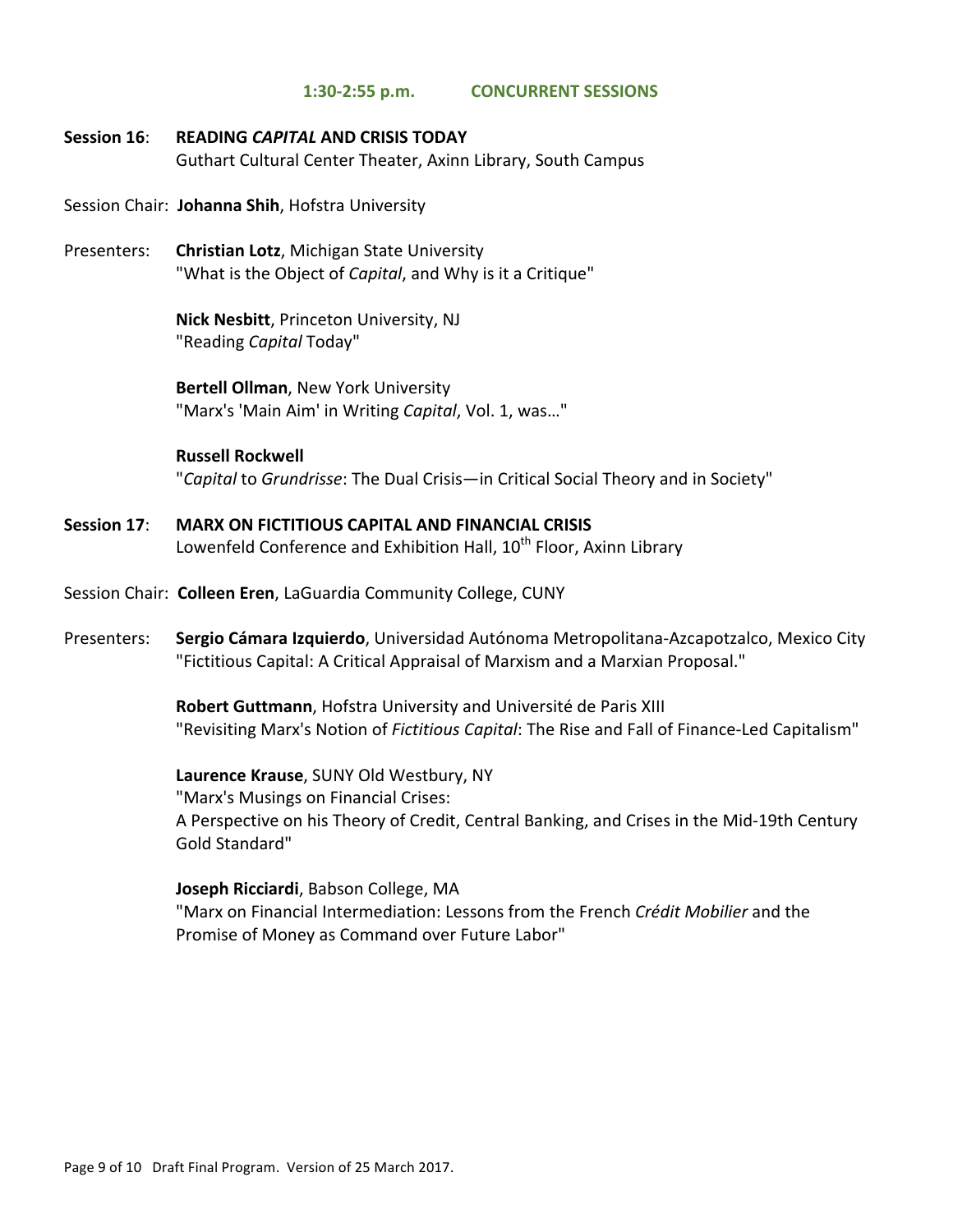## 1:30-2:55 p.m. CONCURRENT SESSIONS

### Session 16: READING *CAPITAL* AND CRISIS TODAY

Guthart Cultural Center Theater, Axinn Library, South Campus

Session Chair: **Johanna Shih**, Hofstra University

Presenters:

**Christian Lotz**, Michigan State University
"What is the Object of *Capital*, and Why is it a Critique"

**Nick Nesbitt**, Princeton University, NJ
"Reading *Capital* Today"

**Bertell Ollman**, New York University
"Marx's 'Main Aim' in Writing *Capital*, Vol. 1, was…"

**Russell Rockwell**
"*Capital* to *Grundrisse*: The Dual Crisis—in Critical Social Theory and in Society"

### Session 17: MARX ON FICTITIOUS CAPITAL AND FINANCIAL CRISIS

Lowenfeld Conference and Exhibition Hall, 10th Floor, Axinn Library

Session Chair: **Colleen Eren**, LaGuardia Community College, CUNY

Presenters:

**Sergio Cámara Izquierdo**, Universidad Autónoma Metropolitana-Azcapotzalco, Mexico City
"Fictitious Capital: A Critical Appraisal of Marxism and a Marxian Proposal."

**Robert Guttmann**, Hofstra University and Université de Paris XIII
"Revisiting Marx's Notion of *Fictitious Capital*: The Rise and Fall of Finance-Led Capitalism"

**Laurence Krause**, SUNY Old Westbury, NY
"Marx's Musings on Financial Crises:
A Perspective on his Theory of Credit, Central Banking, and Crises in the Mid-19th Century Gold Standard"

**Joseph Ricciardi**, Babson College, MA
"Marx on Financial Intermediation: Lessons from the French *Crédit Mobilier* and the Promise of Money as Command over Future Labor"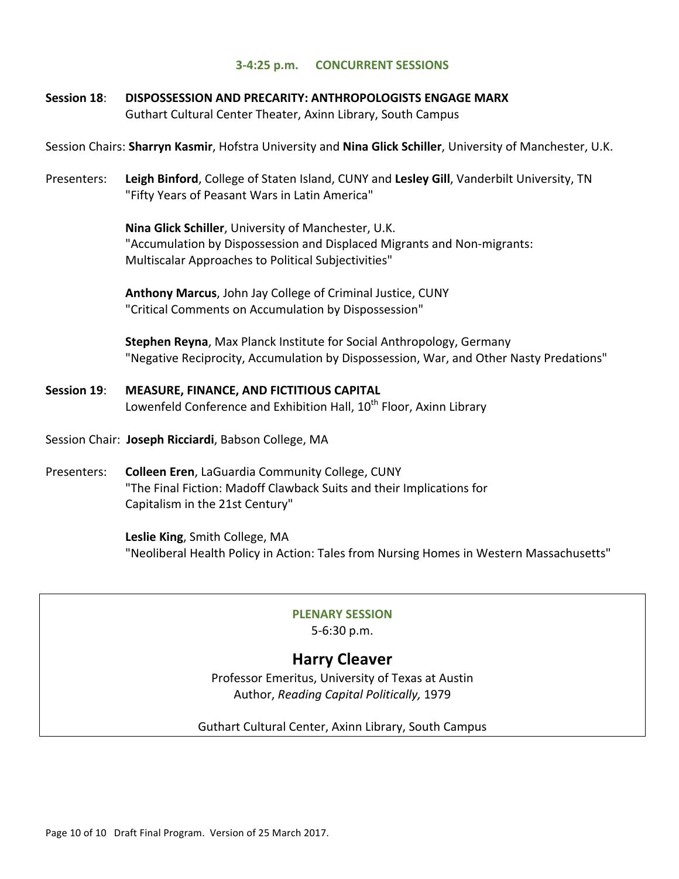### 3-4:25 p.m. CONCURRENT SESSIONS

**Session 18**: **DISPOSSESSION AND PRECARITY: ANTHROPOLOGISTS ENGAGE MARX**
Guthart Cultural Center Theater, Axinn Library, South Campus

Session Chairs: **Sharryn Kasmir**, Hofstra University and **Nina Glick Schiller**, University of Manchester, U.K.

Presenters:

**Leigh Binford**, College of Staten Island, CUNY and **Lesley Gill**, Vanderbilt University, TN
"Fifty Years of Peasant Wars in Latin America"

**Nina Glick Schiller**, University of Manchester, U.K.
"Accumulation by Dispossession and Displaced Migrants and Non-migrants: Multiscalar Approaches to Political Subjectivities"

**Anthony Marcus**, John Jay College of Criminal Justice, CUNY
"Critical Comments on Accumulation by Dispossession"

**Stephen Reyna**, Max Planck Institute for Social Anthropology, Germany
"Negative Reciprocity, Accumulation by Dispossession, War, and Other Nasty Predations"

**Session 19**: **MEASURE, FINANCE, AND FICTITIOUS CAPITAL**
Lowenfeld Conference and Exhibition Hall, 10th Floor, Axinn Library

Session Chair: **Joseph Ricciardi**, Babson College, MA

Presenters:

**Colleen Eren**, LaGuardia Community College, CUNY
"The Final Fiction: Madoff Clawback Suits and their Implications for Capitalism in the 21st Century"

**Leslie King**, Smith College, MA
"Neoliberal Health Policy in Action: Tales from Nursing Homes in Western Massachusetts"

---

### PLENARY SESSION

5-6:30 p.m.

## Harry Cleaver

Professor Emeritus, University of Texas at Austin
Author, *Reading Capital Politically,* 1979

Guthart Cultural Center, Axinn Library, South Campus

Draft Final Program. Version of 25 March 2017.